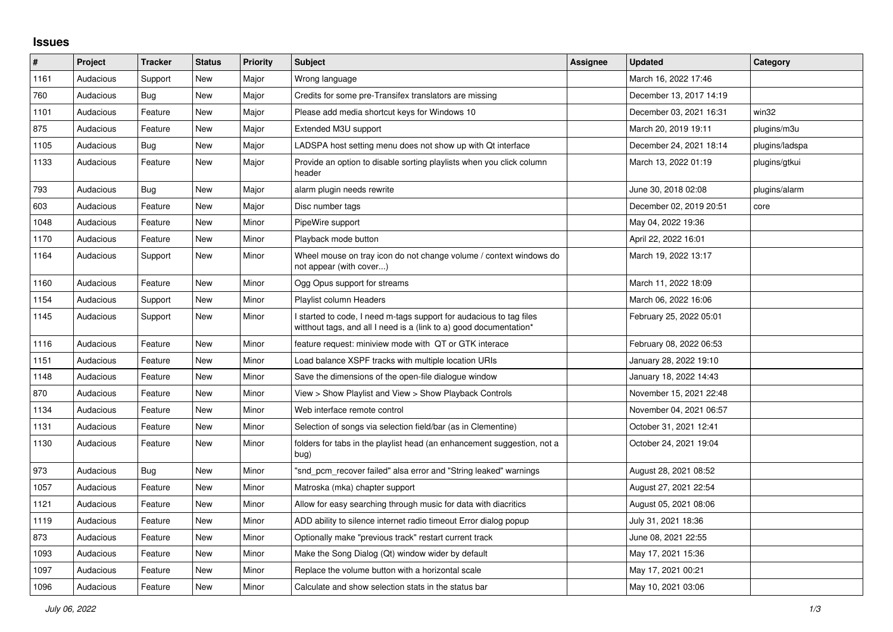# Issues

| # | Project | Tracker | Status | Priority | Subject | Assignee | Updated | Category |
|---|---|---|---|---|---|---|---|---|
| 1161 | Audacious | Support | New | Major | Wrong language | | March 16, 2022 17:46 | |
| 760 | Audacious | Bug | New | Major | Credits for some pre-Transifex translators are missing | | December 13, 2017 14:19 | |
| 1101 | Audacious | Feature | New | Major | Please add media shortcut keys for Windows 10 | | December 03, 2021 16:31 | win32 |
| 875 | Audacious | Feature | New | Major | Extended M3U support | | March 20, 2019 19:11 | plugins/m3u |
| 1105 | Audacious | Bug | New | Major | LADSPA host setting menu does not show up with Qt interface | | December 24, 2021 18:14 | plugins/ladspa |
| 1133 | Audacious | Feature | New | Major | Provide an option to disable sorting playlists when you click column header | | March 13, 2022 01:19 | plugins/gtkui |
| 793 | Audacious | Bug | New | Major | alarm plugin needs rewrite | | June 30, 2018 02:08 | plugins/alarm |
| 603 | Audacious | Feature | New | Major | Disc number tags | | December 02, 2019 20:51 | core |
| 1048 | Audacious | Feature | New | Minor | PipeWire support | | May 04, 2022 19:36 | |
| 1170 | Audacious | Feature | New | Minor | Playback mode button | | April 22, 2022 16:01 | |
| 1164 | Audacious | Support | New | Minor | Wheel mouse on tray icon do not change volume / context windows do not appear (with cover...) | | March 19, 2022 13:17 | |
| 1160 | Audacious | Feature | New | Minor | Ogg Opus support for streams | | March 11, 2022 18:09 | |
| 1154 | Audacious | Support | New | Minor | Playlist column Headers | | March 06, 2022 16:06 | |
| 1145 | Audacious | Support | New | Minor | I started to code, I need m-tags support for audacious to tag files witthout tags, and all I need is a (link to a) good documentation* | | February 25, 2022 05:01 | |
| 1116 | Audacious | Feature | New | Minor | feature request: miniview mode with QT or GTK interace | | February 08, 2022 06:53 | |
| 1151 | Audacious | Feature | New | Minor | Load balance XSPF tracks with multiple location URIs | | January 28, 2022 19:10 | |
| 1148 | Audacious | Feature | New | Minor | Save the dimensions of the open-file dialogue window | | January 18, 2022 14:43 | |
| 870 | Audacious | Feature | New | Minor | View > Show Playlist and View > Show Playback Controls | | November 15, 2021 22:48 | |
| 1134 | Audacious | Feature | New | Minor | Web interface remote control | | November 04, 2021 06:57 | |
| 1131 | Audacious | Feature | New | Minor | Selection of songs via selection field/bar (as in Clementine) | | October 31, 2021 12:41 | |
| 1130 | Audacious | Feature | New | Minor | folders for tabs in the playlist head (an enhancement suggestion, not a bug) | | October 24, 2021 19:04 | |
| 973 | Audacious | Bug | New | Minor | "snd_pcm_recover failed" alsa error and "String leaked" warnings | | August 28, 2021 08:52 | |
| 1057 | Audacious | Feature | New | Minor | Matroska (mka) chapter support | | August 27, 2021 22:54 | |
| 1121 | Audacious | Feature | New | Minor | Allow for easy searching through music for data with diacritics | | August 05, 2021 08:06 | |
| 1119 | Audacious | Feature | New | Minor | ADD ability to silence internet radio timeout Error dialog popup | | July 31, 2021 18:36 | |
| 873 | Audacious | Feature | New | Minor | Optionally make "previous track" restart current track | | June 08, 2021 22:55 | |
| 1093 | Audacious | Feature | New | Minor | Make the Song Dialog (Qt) window wider by default | | May 17, 2021 15:36 | |
| 1097 | Audacious | Feature | New | Minor | Replace the volume button with a horizontal scale | | May 17, 2021 00:21 | |
| 1096 | Audacious | Feature | New | Minor | Calculate and show selection stats in the status bar | | May 10, 2021 03:06 | |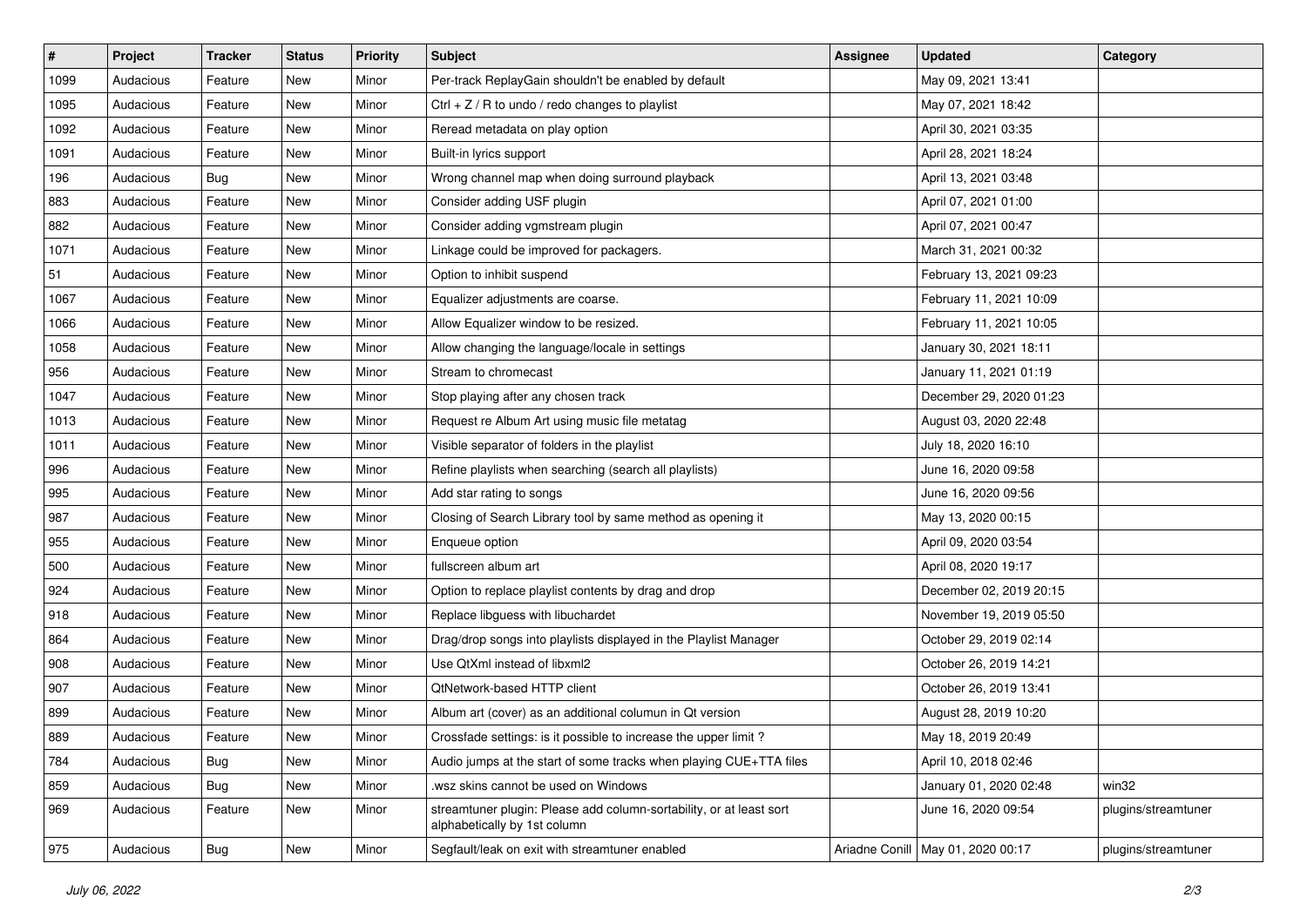| # | Project | Tracker | Status | Priority | Subject | Assignee | Updated | Category |
|---|---|---|---|---|---|---|---|---|
| 1099 | Audacious | Feature | New | Minor | Per-track ReplayGain shouldn't be enabled by default | | May 09, 2021 13:41 | |
| 1095 | Audacious | Feature | New | Minor | Ctrl + Z / R to undo / redo changes to playlist | | May 07, 2021 18:42 | |
| 1092 | Audacious | Feature | New | Minor | Reread metadata on play option | | April 30, 2021 03:35 | |
| 1091 | Audacious | Feature | New | Minor | Built-in lyrics support | | April 28, 2021 18:24 | |
| 196 | Audacious | Bug | New | Minor | Wrong channel map when doing surround playback | | April 13, 2021 03:48 | |
| 883 | Audacious | Feature | New | Minor | Consider adding USF plugin | | April 07, 2021 01:00 | |
| 882 | Audacious | Feature | New | Minor | Consider adding vgmstream plugin | | April 07, 2021 00:47 | |
| 1071 | Audacious | Feature | New | Minor | Linkage could be improved for packagers. | | March 31, 2021 00:32 | |
| 51 | Audacious | Feature | New | Minor | Option to inhibit suspend | | February 13, 2021 09:23 | |
| 1067 | Audacious | Feature | New | Minor | Equalizer adjustments are coarse. | | February 11, 2021 10:09 | |
| 1066 | Audacious | Feature | New | Minor | Allow Equalizer window to be resized. | | February 11, 2021 10:05 | |
| 1058 | Audacious | Feature | New | Minor | Allow changing the language/locale in settings | | January 30, 2021 18:11 | |
| 956 | Audacious | Feature | New | Minor | Stream to chromecast | | January 11, 2021 01:19 | |
| 1047 | Audacious | Feature | New | Minor | Stop playing after any chosen track | | December 29, 2020 01:23 | |
| 1013 | Audacious | Feature | New | Minor | Request re Album Art using music file metatag | | August 03, 2020 22:48 | |
| 1011 | Audacious | Feature | New | Minor | Visible separator of folders in the playlist | | July 18, 2020 16:10 | |
| 996 | Audacious | Feature | New | Minor | Refine playlists when searching (search all playlists) | | June 16, 2020 09:58 | |
| 995 | Audacious | Feature | New | Minor | Add star rating to songs | | June 16, 2020 09:56 | |
| 987 | Audacious | Feature | New | Minor | Closing of Search Library tool by same method as opening it | | May 13, 2020 00:15 | |
| 955 | Audacious | Feature | New | Minor | Enqueue option | | April 09, 2020 03:54 | |
| 500 | Audacious | Feature | New | Minor | fullscreen album art | | April 08, 2020 19:17 | |
| 924 | Audacious | Feature | New | Minor | Option to replace playlist contents by drag and drop | | December 02, 2019 20:15 | |
| 918 | Audacious | Feature | New | Minor | Replace libguess with libuchardet | | November 19, 2019 05:50 | |
| 864 | Audacious | Feature | New | Minor | Drag/drop songs into playlists displayed in the Playlist Manager | | October 29, 2019 02:14 | |
| 908 | Audacious | Feature | New | Minor | Use QtXml instead of libxml2 | | October 26, 2019 14:21 | |
| 907 | Audacious | Feature | New | Minor | QtNetwork-based HTTP client | | October 26, 2019 13:41 | |
| 899 | Audacious | Feature | New | Minor | Album art (cover) as an additional columun in Qt version | | August 28, 2019 10:20 | |
| 889 | Audacious | Feature | New | Minor | Crossfade settings: is it possible to increase the upper limit ? | | May 18, 2019 20:49 | |
| 784 | Audacious | Bug | New | Minor | Audio jumps at the start of some tracks when playing CUE+TTA files | | April 10, 2018 02:46 | |
| 859 | Audacious | Bug | New | Minor | .wsz skins cannot be used on Windows | | January 01, 2020 02:48 | win32 |
| 969 | Audacious | Feature | New | Minor | streamtuner plugin: Please add column-sortability, or at least sort alphabetically by 1st column | | June 16, 2020 09:54 | plugins/streamtuner |
| 975 | Audacious | Bug | New | Minor | Segfault/leak on exit with streamtuner enabled | Ariadne Conill | May 01, 2020 00:17 | plugins/streamtuner |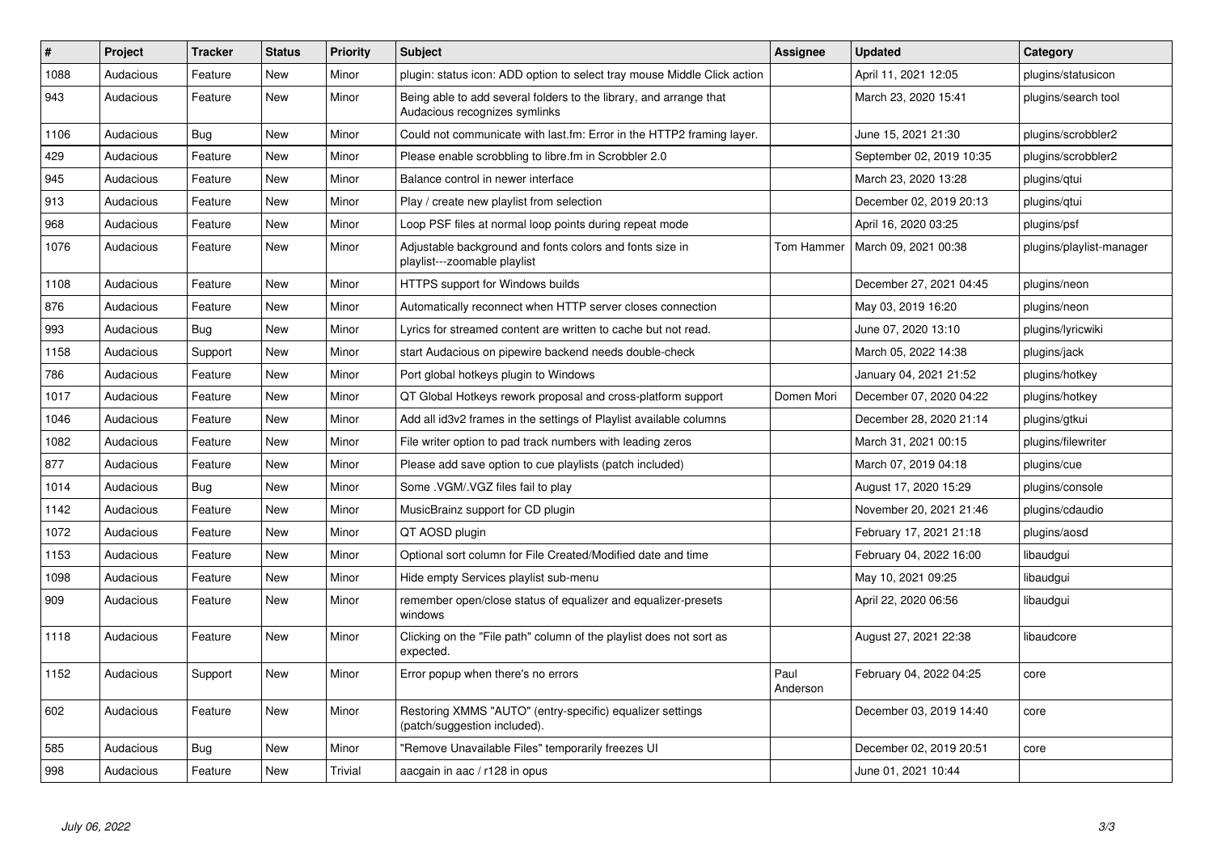| # | Project | Tracker | Status | Priority | Subject | Assignee | Updated | Category |
|---|---|---|---|---|---|---|---|---|
| 1088 | Audacious | Feature | New | Minor | plugin: status icon: ADD option to select tray mouse Middle Click action | | April 11, 2021 12:05 | plugins/statusicon |
| 943 | Audacious | Feature | New | Minor | Being able to add several folders to the library, and arrange that Audacious recognizes symlinks | | March 23, 2020 15:41 | plugins/search tool |
| 1106 | Audacious | Bug | New | Minor | Could not communicate with last.fm: Error in the HTTP2 framing layer. | | June 15, 2021 21:30 | plugins/scrobbler2 |
| 429 | Audacious | Feature | New | Minor | Please enable scrobbling to libre.fm in Scrobbler 2.0 | | September 02, 2019 10:35 | plugins/scrobbler2 |
| 945 | Audacious | Feature | New | Minor | Balance control in newer interface | | March 23, 2020 13:28 | plugins/qtui |
| 913 | Audacious | Feature | New | Minor | Play / create new playlist from selection | | December 02, 2019 20:13 | plugins/qtui |
| 968 | Audacious | Feature | New | Minor | Loop PSF files at normal loop points during repeat mode | | April 16, 2020 03:25 | plugins/psf |
| 1076 | Audacious | Feature | New | Minor | Adjustable background and fonts colors and fonts size in playlist---zoomable playlist | Tom Hammer | March 09, 2021 00:38 | plugins/playlist-manager |
| 1108 | Audacious | Feature | New | Minor | HTTPS support for Windows builds | | December 27, 2021 04:45 | plugins/neon |
| 876 | Audacious | Feature | New | Minor | Automatically reconnect when HTTP server closes connection | | May 03, 2019 16:20 | plugins/neon |
| 993 | Audacious | Bug | New | Minor | Lyrics for streamed content are written to cache but not read. | | June 07, 2020 13:10 | plugins/lyricwiki |
| 1158 | Audacious | Support | New | Minor | start Audacious on pipewire backend needs double-check | | March 05, 2022 14:38 | plugins/jack |
| 786 | Audacious | Feature | New | Minor | Port global hotkeys plugin to Windows | | January 04, 2021 21:52 | plugins/hotkey |
| 1017 | Audacious | Feature | New | Minor | QT Global Hotkeys rework proposal and cross-platform support | Domen Mori | December 07, 2020 04:22 | plugins/hotkey |
| 1046 | Audacious | Feature | New | Minor | Add all id3v2 frames in the settings of Playlist available columns | | December 28, 2020 21:14 | plugins/gtkui |
| 1082 | Audacious | Feature | New | Minor | File writer option to pad track numbers with leading zeros | | March 31, 2021 00:15 | plugins/filewriter |
| 877 | Audacious | Feature | New | Minor | Please add save option to cue playlists (patch included) | | March 07, 2019 04:18 | plugins/cue |
| 1014 | Audacious | Bug | New | Minor | Some .VGM/.VGZ files fail to play | | August 17, 2020 15:29 | plugins/console |
| 1142 | Audacious | Feature | New | Minor | MusicBrainz support for CD plugin | | November 20, 2021 21:46 | plugins/cdaudio |
| 1072 | Audacious | Feature | New | Minor | QT AOSD plugin | | February 17, 2021 21:18 | plugins/aosd |
| 1153 | Audacious | Feature | New | Minor | Optional sort column for File Created/Modified date and time | | February 04, 2022 16:00 | libaudgui |
| 1098 | Audacious | Feature | New | Minor | Hide empty Services playlist sub-menu | | May 10, 2021 09:25 | libaudgui |
| 909 | Audacious | Feature | New | Minor | remember open/close status of equalizer and equalizer-presets windows | | April 22, 2020 06:56 | libaudgui |
| 1118 | Audacious | Feature | New | Minor | Clicking on the "File path" column of the playlist does not sort as expected. | | August 27, 2021 22:38 | libaudcore |
| 1152 | Audacious | Support | New | Minor | Error popup when there's no errors | Paul Anderson | February 04, 2022 04:25 | core |
| 602 | Audacious | Feature | New | Minor | Restoring XMMS "AUTO" (entry-specific) equalizer settings (patch/suggestion included). | | December 03, 2019 14:40 | core |
| 585 | Audacious | Bug | New | Minor | "Remove Unavailable Files" temporarily freezes UI | | December 02, 2019 20:51 | core |
| 998 | Audacious | Feature | New | Trivial | aacgain in aac / r128 in opus | | June 01, 2021 10:44 | |

*July 06, 2022*